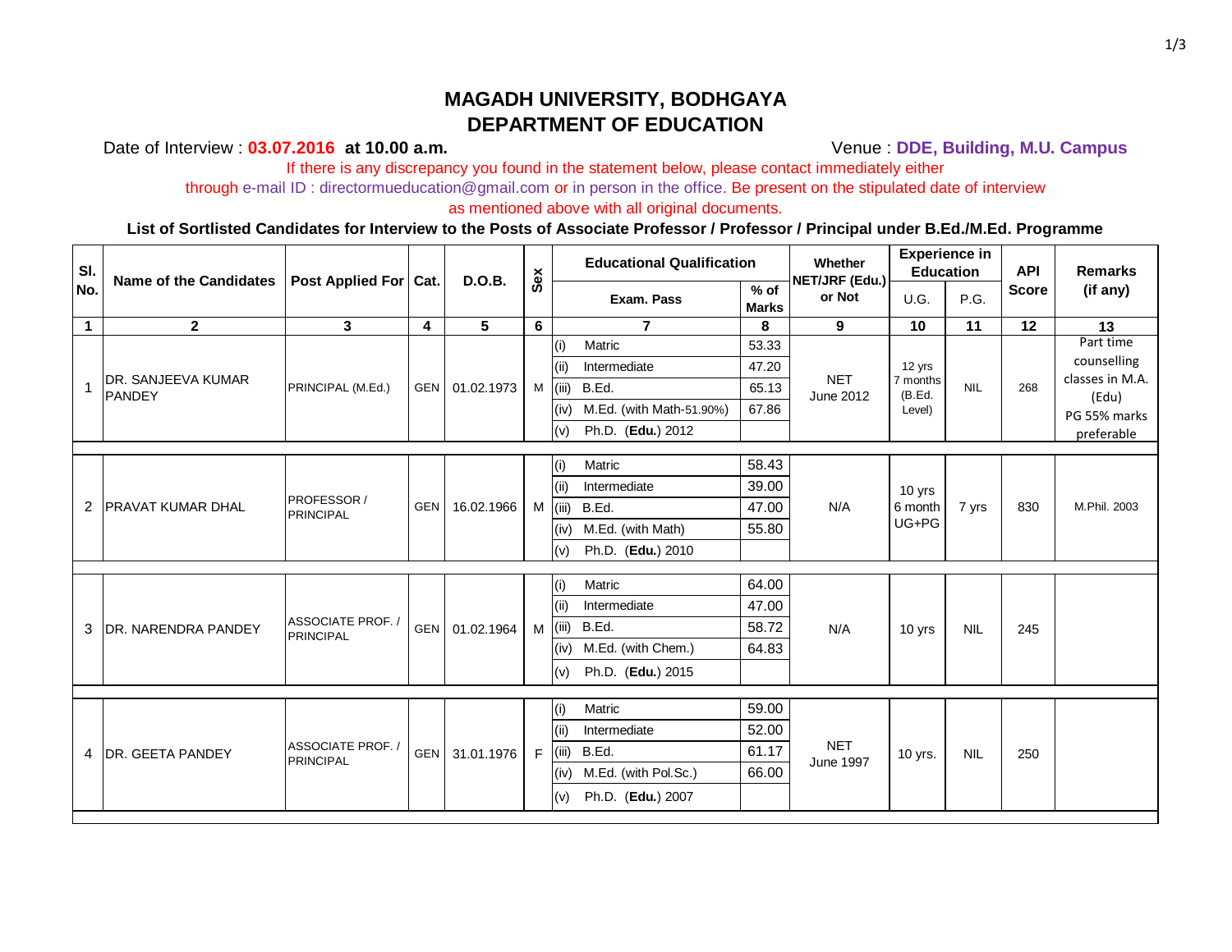# MAGADH UNIVERSITY, BODHGAYA
## DEPARTMENT OF EDUCATION

Date of Interview : **03.07.2016 at 10.00 a.m.** Venue : **DDE, Building, M.U. Campus**

If there is any discrepancy you found in the statement below, please contact immediately either through e-mail ID : directormueducation@gmail.com or in person in the office. Be present on the stipulated date of interview as mentioned above with all original documents.

**List of Sortlisted Candidates for Interview to the Posts of Associate Professor / Professor / Principal under B.Ed./M.Ed. Programme**

| Sl. No. | Name of the Candidates | Post Applied For | Cat. | D.O.B. | Sex | Educational Qualification | | Whether NET/JRF (Edu.) or Not | Experience in Education | | API Score | Remarks (if any) |
|---|---|---|---|---|---|---|---|---|---|---|---|---|
| | | | | | | Exam. Pass | % of Marks | | U.G. | P.G. | | |
| 1 | 2 | 3 | 4 | 5 | 6 | 7 | 8 | 9 | 10 | 11 | 12 | 13 |
| 1 | DR. SANJEEVA KUMAR PANDEY | PRINCIPAL (M.Ed.) | GEN | 01.02.1973 | M | (i) Matric | 53.33 | NET June 2012 | 12 yrs 7 months (B.Ed. Level) | NIL | 268 | Part time counselling classes in M.A. (Edu) PG 55% marks preferable |
| | | | | | | (ii) Intermediate | 47.20 | | | | | |
| | | | | | | (iii) B.Ed. | 65.13 | | | | | |
| | | | | | | (iv) M.Ed. (with Math-51.90%) | 67.86 | | | | | |
| | | | | | | (v) Ph.D. (**Edu.**) 2012 | | | | | | |
| 2 | PRAVAT KUMAR DHAL | PROFESSOR / PRINCIPAL | GEN | 16.02.1966 | M | (i) Matric | 58.43 | N/A | 10 yrs 6 month UG+PG | 7 yrs | 830 | M.Phil. 2003 |
| | | | | | | (ii) Intermediate | 39.00 | | | | | |
| | | | | | | (iii) B.Ed. | 47.00 | | | | | |
| | | | | | | (iv) M.Ed. (with Math) | 55.80 | | | | | |
| | | | | | | (v) Ph.D. (**Edu.**) 2010 | | | | | | |
| 3 | DR. NARENDRA PANDEY | ASSOCIATE PROF. / PRINCIPAL | GEN | 01.02.1964 | M | (i) Matric | 64.00 | N/A | 10 yrs | NIL | 245 | |
| | | | | | | (ii) Intermediate | 47.00 | | | | | |
| | | | | | | (iii) B.Ed. | 58.72 | | | | | |
| | | | | | | (iv) M.Ed. (with Chem.) | 64.83 | | | | | |
| | | | | | | (v) Ph.D. (**Edu.**) 2015 | | | | | | |
| 4 | DR. GEETA PANDEY | ASSOCIATE PROF. / PRINCIPAL | GEN | 31.01.1976 | F | (i) Matric | 59.00 | NET June 1997 | 10 yrs. | NIL | 250 | |
| | | | | | | (ii) Intermediate | 52.00 | | | | | |
| | | | | | | (iii) B.Ed. | 61.17 | | | | | |
| | | | | | | (iv) M.Ed. (with Pol.Sc.) | 66.00 | | | | | |
| | | | | | | (v) Ph.D. (**Edu.**) 2007 | | | | | | |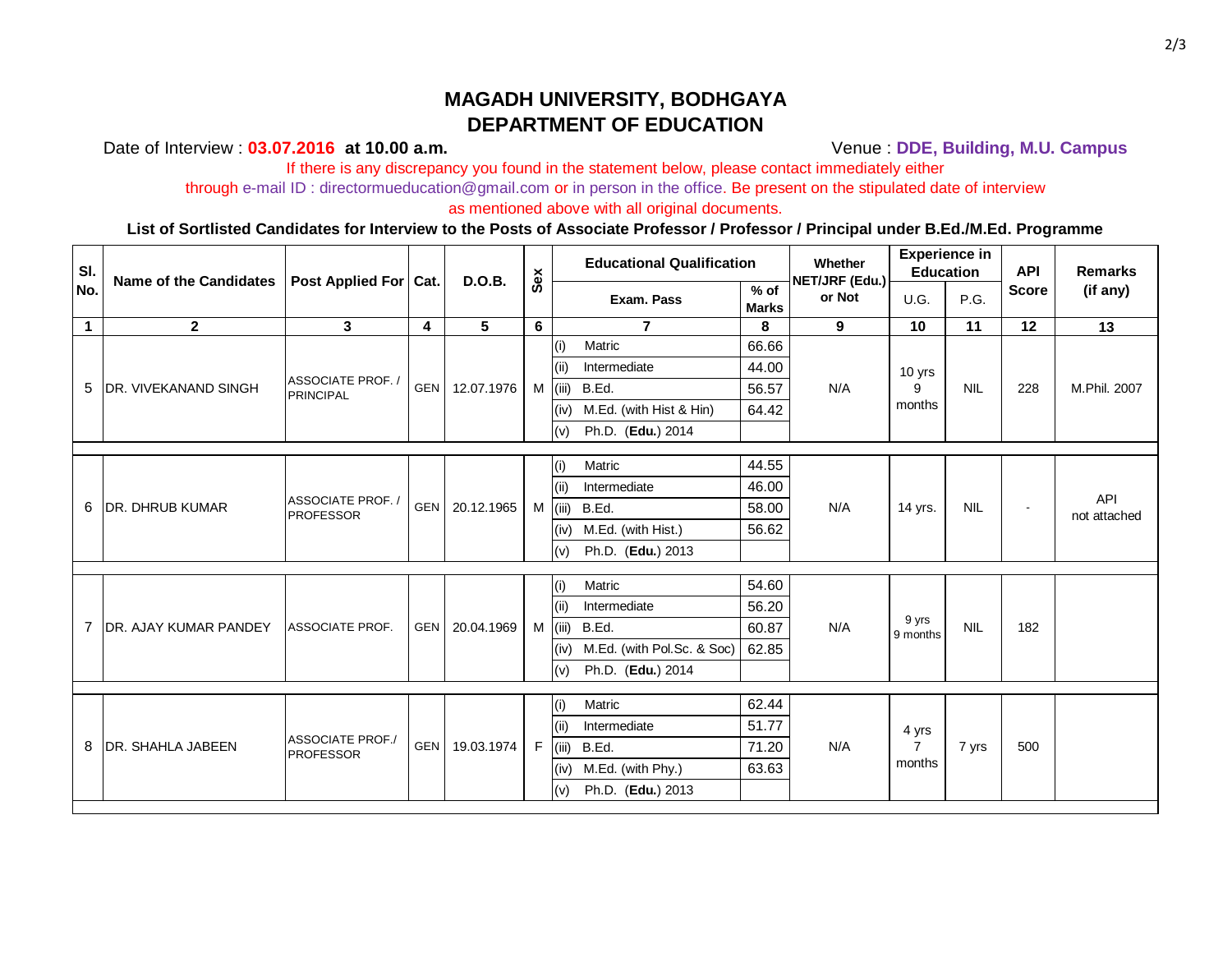# MAGADH UNIVERSITY, BODHGAYA
## DEPARTMENT OF EDUCATION

Date of Interview : **03.07.2016 at 10.00 a.m.** Venue : **DDE, Building, M.U. Campus**

If there is any discrepancy you found in the statement below, please contact immediately either through e-mail ID : directormueducation@gmail.com or in person in the office. Be present on the stipulated date of interview as mentioned above with all original documents.

**List of Sortlisted Candidates for Interview to the Posts of Associate Professor / Professor / Principal under B.Ed./M.Ed. Programme**

| Sl. No. | Name of the Candidates | Post Applied For | Cat. | D.O.B. | Sex | Educational Qualification | | Whether NET/JRF (Edu.) or Not | Experience in Education | | API Score | Remarks (if any) |
|---|---|---|---|---|---|---|---|---|---|---|---|---|
| | | | | | | Exam. Pass | % of Marks | | U.G. | P.G. | | |
| 1 | 2 | 3 | 4 | 5 | 6 | 7 | 8 | 9 | 10 | 11 | 12 | 13 |
| 5 | DR. VIVEKANAND SINGH | ASSOCIATE PROF. / PRINCIPAL | GEN | 12.07.1976 | M | (i) Matric | 66.66 | N/A | 10 yrs 9 months | NIL | 228 | M.Phil. 2007 |
| | | | | | | (ii) Intermediate | 44.00 | | | | | |
| | | | | | | (iii) B.Ed. | 56.57 | | | | | |
| | | | | | | (iv) M.Ed. (with Hist & Hin) | 64.42 | | | | | |
| | | | | | | (v) Ph.D. (**Edu.**) 2014 | | | | | | |
| 6 | DR. DHRUB KUMAR | ASSOCIATE PROF. / PROFESSOR | GEN | 20.12.1965 | M | (i) Matric | 44.55 | N/A | 14 yrs. | NIL | - | API not attached |
| | | | | | | (ii) Intermediate | 46.00 | | | | | |
| | | | | | | (iii) B.Ed. | 58.00 | | | | | |
| | | | | | | (iv) M.Ed. (with Hist.) | 56.62 | | | | | |
| | | | | | | (v) Ph.D. (**Edu.**) 2013 | | | | | | |
| 7 | DR. AJAY KUMAR PANDEY | ASSOCIATE PROF. | GEN | 20.04.1969 | M | (i) Matric | 54.60 | N/A | 9 yrs 9 months | NIL | 182 | |
| | | | | | | (ii) Intermediate | 56.20 | | | | | |
| | | | | | | (iii) B.Ed. | 60.87 | | | | | |
| | | | | | | (iv) M.Ed. (with Pol.Sc. & Soc) | 62.85 | | | | | |
| | | | | | | (v) Ph.D. (**Edu.**) 2014 | | | | | | |
| 8 | DR. SHAHLA JABEEN | ASSOCIATE PROF./ PROFESSOR | GEN | 19.03.1974 | F | (i) Matric | 62.44 | N/A | 4 yrs 7 months | 7 yrs | 500 | |
| | | | | | | (ii) Intermediate | 51.77 | | | | | |
| | | | | | | (iii) B.Ed. | 71.20 | | | | | |
| | | | | | | (iv) M.Ed. (with Phy.) | 63.63 | | | | | |
| | | | | | | (v) Ph.D. (**Edu.**) 2013 | | | | | | |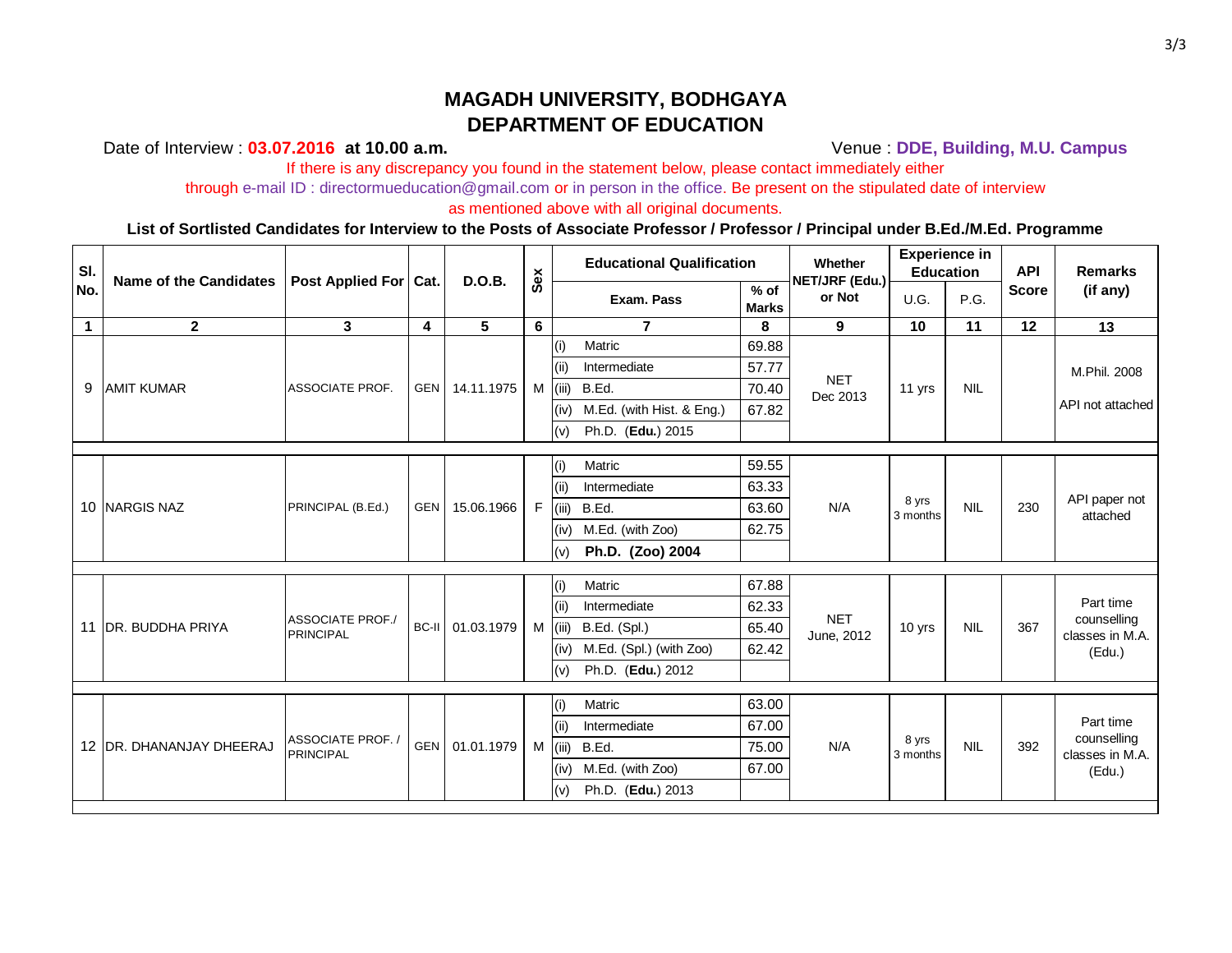## MAGADH UNIVERSITY, BODHGAYA
## DEPARTMENT OF EDUCATION

Date of Interview : **03.07.2016 at 10.00 a.m.** Venue : **DDE, Building, M.U. Campus**

If there is any discrepancy you found in the statement below, please contact immediately either through e-mail ID : directormueducation@gmail.com or in person in the office. Be present on the stipulated date of interview as mentioned above with all original documents.

**List of Sortlisted Candidates for Interview to the Posts of Associate Professor / Professor / Principal under B.Ed./M.Ed. Programme**

| Sl. No. | Name of the Candidates | Post Applied For | Cat. | D.O.B. | Sex | Educational Qualification | | Whether NET/JRF (Edu.) or Not | Experience in Education | | API Score | Remarks (if any) |
|---|---|---|---|---|---|---|---|---|---|---|---|---|
| | | | | | | Exam. Pass | % of Marks | | U.G. | P.G. | | |
| 1 | 2 | 3 | 4 | 5 | 6 | 7 | 8 | 9 | 10 | 11 | 12 | 13 |
| 9 | AMIT KUMAR | ASSOCIATE PROF. | GEN | 14.11.1975 | M | (i) Matric | 69.88 | NET Dec 2013 | 11 yrs | NIL | | M.Phil. 2008 API not attached |
| | | | | | | (ii) Intermediate | 57.77 | | | | | |
| | | | | | | (iii) B.Ed. | 70.40 | | | | | |
| | | | | | | (iv) M.Ed. (with Hist. & Eng.) | 67.82 | | | | | |
| | | | | | | (v) Ph.D. (**Edu.**) 2015 | | | | | | |
| 10 | NARGIS NAZ | PRINCIPAL (B.Ed.) | GEN | 15.06.1966 | F | (i) Matric | 59.55 | N/A | 8 yrs 3 months | NIL | 230 | API paper not attached |
| | | | | | | (ii) Intermediate | 63.33 | | | | | |
| | | | | | | (iii) B.Ed. | 63.60 | | | | | |
| | | | | | | (iv) M.Ed. (with Zoo) | 62.75 | | | | | |
| | | | | | | (v) **Ph.D. (Zoo) 2004** | | | | | | |
| 11 | DR. BUDDHA PRIYA | ASSOCIATE PROF./ PRINCIPAL | BC-II | 01.03.1979 | M | (i) Matric | 67.88 | NET June, 2012 | 10 yrs | NIL | 367 | Part time counselling classes in M.A. (Edu.) |
| | | | | | | (ii) Intermediate | 62.33 | | | | | |
| | | | | | | (iii) B.Ed. (Spl.) | 65.40 | | | | | |
| | | | | | | (iv) M.Ed. (Spl.) (with Zoo) | 62.42 | | | | | |
| | | | | | | (v) Ph.D. (**Edu.**) 2012 | | | | | | |
| 12 | DR. DHANANJAY DHEERAJ | ASSOCIATE PROF. / PRINCIPAL | GEN | 01.01.1979 | M | (i) Matric | 63.00 | N/A | 8 yrs 3 months | NIL | 392 | Part time counselling classes in M.A. (Edu.) |
| | | | | | | (ii) Intermediate | 67.00 | | | | | |
| | | | | | | (iii) B.Ed. | 75.00 | | | | | |
| | | | | | | (iv) M.Ed. (with Zoo) | 67.00 | | | | | |
| | | | | | | (v) Ph.D. (**Edu.**) 2013 | | | | | | |